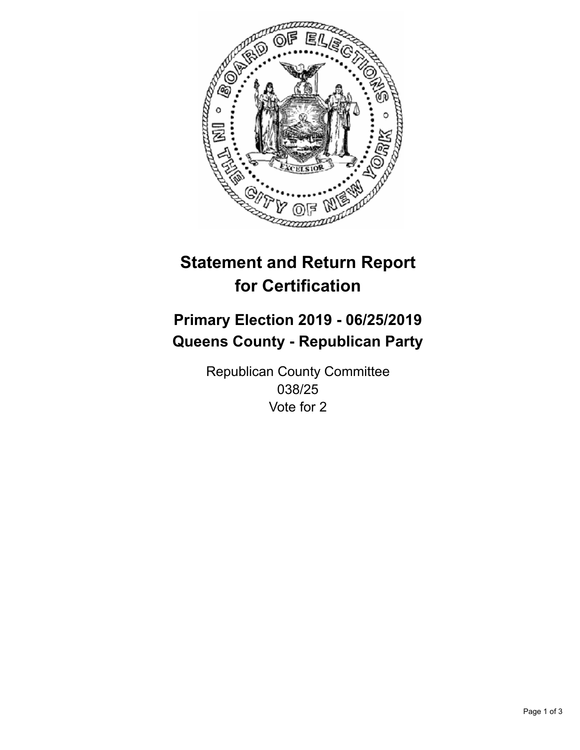# Statement and Return Report for Certification

## Primary Election 2019 - 06/25/2019
## Queens County - Republican Party

Republican County Committee
038/25
Vote for 2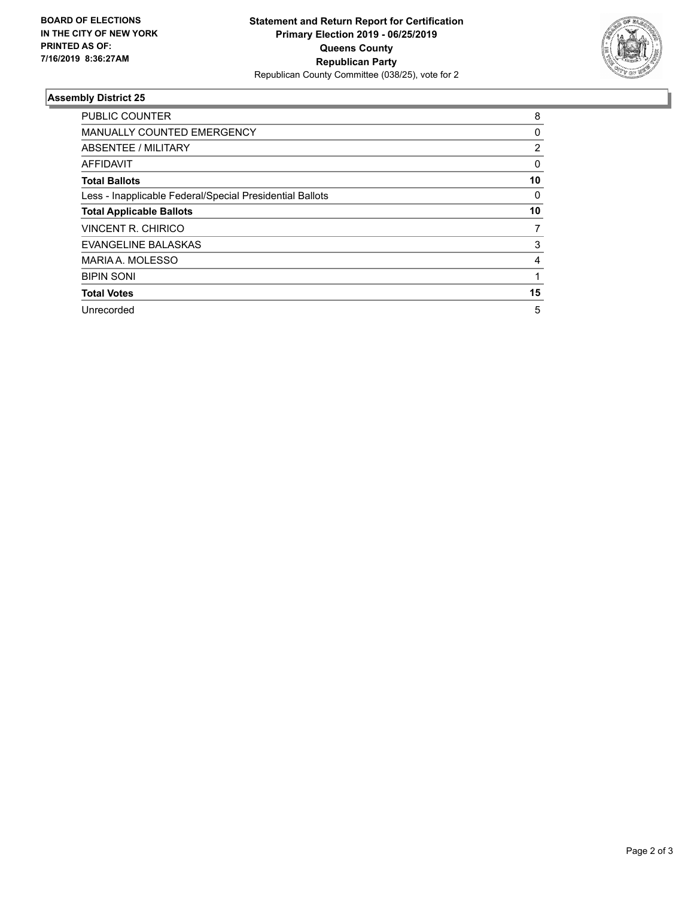**BOARD OF ELECTIONS IN THE CITY OF NEW YORK PRINTED AS OF: 7/16/2019 8:36:27AM**

**Statement and Return Report for Certification Primary Election 2019 - 06/25/2019 Queens County Republican Party**
Republican County Committee (038/25), vote for 2

### Assembly District 25

| | |
|---|---|
| PUBLIC COUNTER | 8 |
| MANUALLY COUNTED EMERGENCY | 0 |
| ABSENTEE / MILITARY | 2 |
| AFFIDAVIT | 0 |
| **Total Ballots** | **10** |
| Less - Inapplicable Federal/Special Presidential Ballots | 0 |
| **Total Applicable Ballots** | **10** |
| VINCENT R. CHIRICO | 7 |
| EVANGELINE BALASKAS | 3 |
| MARIA A. MOLESSO | 4 |
| BIPIN SONI | 1 |
| **Total Votes** | **15** |
| Unrecorded | 5 |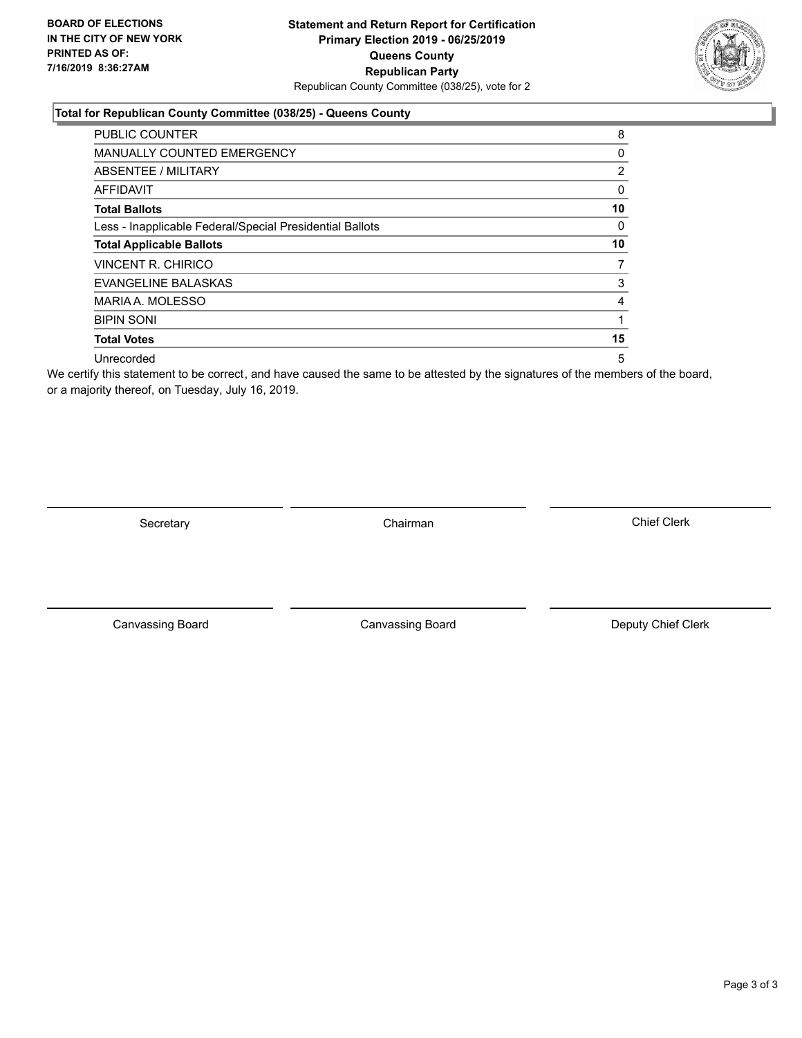**BOARD OF ELECTIONS IN THE CITY OF NEW YORK PRINTED AS OF: 7/16/2019 8:36:27AM**

**Statement and Return Report for Certification**
**Primary Election 2019 - 06/25/2019**
**Queens County**
**Republican Party**
Republican County Committee (038/25), vote for 2

### Total for Republican County Committee (038/25) - Queens County

| | |
|---|---|
| PUBLIC COUNTER | 8 |
| MANUALLY COUNTED EMERGENCY | 0 |
| ABSENTEE / MILITARY | 2 |
| AFFIDAVIT | 0 |
| **Total Ballots** | **10** |
| Less - Inapplicable Federal/Special Presidential Ballots | 0 |
| **Total Applicable Ballots** | **10** |
| VINCENT R. CHIRICO | 7 |
| EVANGELINE BALASKAS | 3 |
| MARIA A. MOLESSO | 4 |
| BIPIN SONI | 1 |
| **Total Votes** | **15** |
| Unrecorded | 5 |

We certify this statement to be correct, and have caused the same to be attested by the signatures of the members of the board, or a majority thereof, on Tuesday, July 16, 2019.

Secretary

Chairman

Chief Clerk

Canvassing Board

Canvassing Board

Deputy Chief Clerk